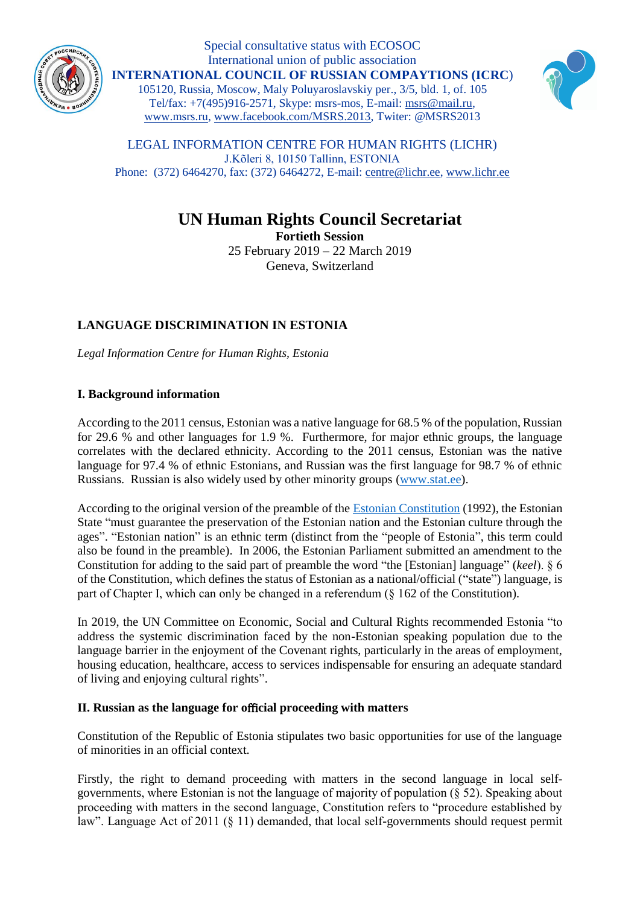Special consultative status with ECOSOC
International union of public association
**INTERNATIONAL COUNCIL OF RUSSIAN COMPAYTIONS (ICRC)**
105120, Russia, Moscow, Maly Poluyaroslavskiy per., 3/5, bld. 1, of. 105
Tel/fax: +7(495)916-2571, Skype: msrs-mos, E-mail: msrs@mail.ru,
www.msrs.ru, www.facebook.com/MSRS.2013, Twiter: @MSRS2013

LEGAL INFORMATION CENTRE FOR HUMAN RIGHTS (LICHR)
J.Kõleri 8, 10150 Tallinn, ESTONIA
Phone: (372) 6464270, fax: (372) 6464272, E-mail: centre@lichr.ee, www.lichr.ee

# UN Human Rights Council Secretariat

**Fortieth Session**
25 February 2019 – 22 March 2019
Geneva, Switzerland

## LANGUAGE DISCRIMINATION IN ESTONIA

*Legal Information Centre for Human Rights, Estonia*

### I. Background information

According to the 2011 census, Estonian was a native language for 68.5 % of the population, Russian for 29.6 % and other languages for 1.9 %. Furthermore, for major ethnic groups, the language correlates with the declared ethnicity. According to the 2011 census, Estonian was the native language for 97.4 % of ethnic Estonians, and Russian was the first language for 98.7 % of ethnic Russians. Russian is also widely used by other minority groups (www.stat.ee).

According to the original version of the preamble of the Estonian Constitution (1992), the Estonian State "must guarantee the preservation of the Estonian nation and the Estonian culture through the ages". "Estonian nation" is an ethnic term (distinct from the "people of Estonia", this term could also be found in the preamble). In 2006, the Estonian Parliament submitted an amendment to the Constitution for adding to the said part of preamble the word "the [Estonian] language" (*keel*). § 6 of the Constitution, which defines the status of Estonian as a national/official ("state") language, is part of Chapter I, which can only be changed in a referendum (§ 162 of the Constitution).

In 2019, the UN Committee on Economic, Social and Cultural Rights recommended Estonia "to address the systemic discrimination faced by the non-Estonian speaking population due to the language barrier in the enjoyment of the Covenant rights, particularly in the areas of employment, housing education, healthcare, access to services indispensable for ensuring an adequate standard of living and enjoying cultural rights".

### II. Russian as the language for official proceeding with matters

Constitution of the Republic of Estonia stipulates two basic opportunities for use of the language of minorities in an official context.

Firstly, the right to demand proceeding with matters in the second language in local self-governments, where Estonian is not the language of majority of population (§ 52). Speaking about proceeding with matters in the second language, Constitution refers to "procedure established by law". Language Act of 2011 (§ 11) demanded, that local self-governments should request permit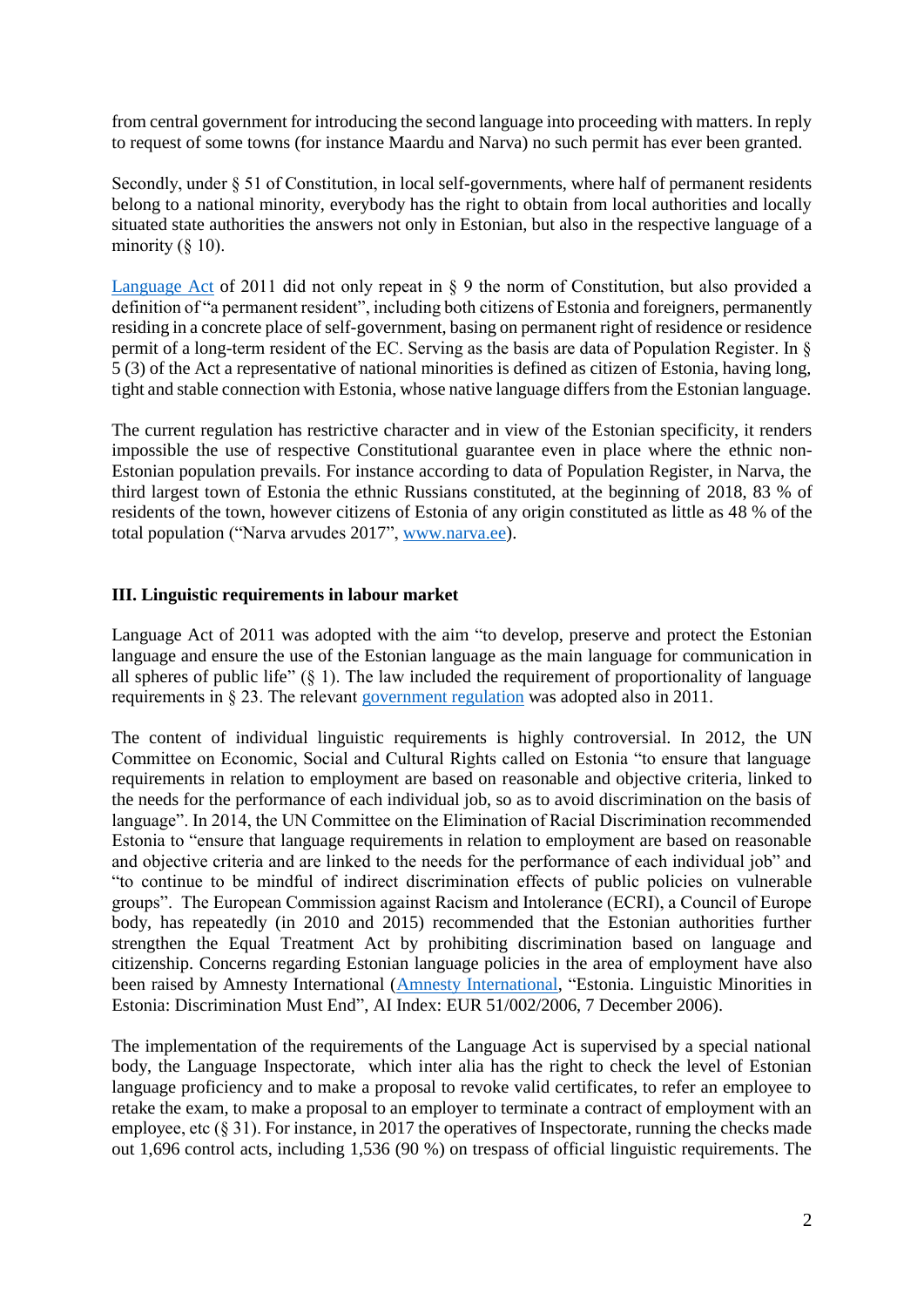from central government for introducing the second language into proceeding with matters. In reply to request of some towns (for instance Maardu and Narva) no such permit has ever been granted.

Secondly, under § 51 of Constitution, in local self-governments, where half of permanent residents belong to a national minority, everybody has the right to obtain from local authorities and locally situated state authorities the answers not only in Estonian, but also in the respective language of a minority (§ 10).

Language Act of 2011 did not only repeat in § 9 the norm of Constitution, but also provided a definition of "a permanent resident", including both citizens of Estonia and foreigners, permanently residing in a concrete place of self-government, basing on permanent right of residence or residence permit of a long-term resident of the EC. Serving as the basis are data of Population Register. In § 5 (3) of the Act a representative of national minorities is defined as citizen of Estonia, having long, tight and stable connection with Estonia, whose native language differs from the Estonian language.

The current regulation has restrictive character and in view of the Estonian specificity, it renders impossible the use of respective Constitutional guarantee even in place where the ethnic non-Estonian population prevails. For instance according to data of Population Register, in Narva, the third largest town of Estonia the ethnic Russians constituted, at the beginning of 2018, 83 % of residents of the town, however citizens of Estonia of any origin constituted as little as 48 % of the total population ("Narva arvudes 2017", www.narva.ee).

### III. Linguistic requirements in labour market

Language Act of 2011 was adopted with the aim "to develop, preserve and protect the Estonian language and ensure the use of the Estonian language as the main language for communication in all spheres of public life" (§ 1). The law included the requirement of proportionality of language requirements in § 23. The relevant government regulation was adopted also in 2011.

The content of individual linguistic requirements is highly controversial. In 2012, the UN Committee on Economic, Social and Cultural Rights called on Estonia "to ensure that language requirements in relation to employment are based on reasonable and objective criteria, linked to the needs for the performance of each individual job, so as to avoid discrimination on the basis of language". In 2014, the UN Committee on the Elimination of Racial Discrimination recommended Estonia to "ensure that language requirements in relation to employment are based on reasonable and objective criteria and are linked to the needs for the performance of each individual job" and "to continue to be mindful of indirect discrimination effects of public policies on vulnerable groups". The European Commission against Racism and Intolerance (ECRI), a Council of Europe body, has repeatedly (in 2010 and 2015) recommended that the Estonian authorities further strengthen the Equal Treatment Act by prohibiting discrimination based on language and citizenship. Concerns regarding Estonian language policies in the area of employment have also been raised by Amnesty International (Amnesty International, "Estonia. Linguistic Minorities in Estonia: Discrimination Must End", AI Index: EUR 51/002/2006, 7 December 2006).

The implementation of the requirements of the Language Act is supervised by a special national body, the Language Inspectorate, which inter alia has the right to check the level of Estonian language proficiency and to make a proposal to revoke valid certificates, to refer an employee to retake the exam, to make a proposal to an employer to terminate a contract of employment with an employee, etc (§ 31). For instance, in 2017 the operatives of Inspectorate, running the checks made out 1,696 control acts, including 1,536 (90 %) on trespass of official linguistic requirements. The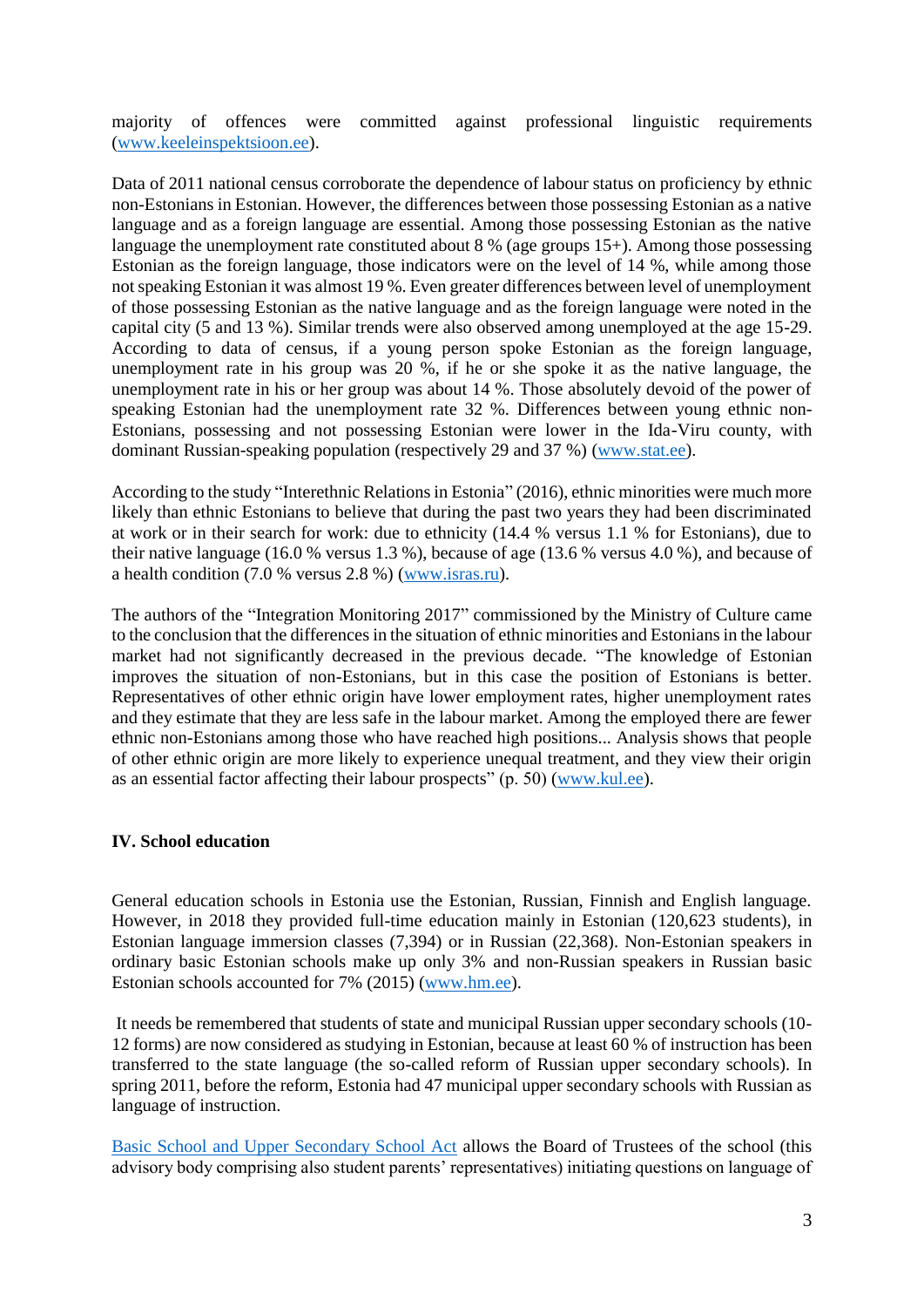majority of offences were committed against professional linguistic requirements (www.keeleinspektsioon.ee).

Data of 2011 national census corroborate the dependence of labour status on proficiency by ethnic non-Estonians in Estonian. However, the differences between those possessing Estonian as a native language and as a foreign language are essential. Among those possessing Estonian as the native language the unemployment rate constituted about 8 % (age groups 15+). Among those possessing Estonian as the foreign language, those indicators were on the level of 14 %, while among those not speaking Estonian it was almost 19 %. Even greater differences between level of unemployment of those possessing Estonian as the native language and as the foreign language were noted in the capital city (5 and 13 %). Similar trends were also observed among unemployed at the age 15-29. According to data of census, if a young person spoke Estonian as the foreign language, unemployment rate in his group was 20 %, if he or she spoke it as the native language, the unemployment rate in his or her group was about 14 %. Those absolutely devoid of the power of speaking Estonian had the unemployment rate 32 %. Differences between young ethnic non-Estonians, possessing and not possessing Estonian were lower in the Ida-Viru county, with dominant Russian-speaking population (respectively 29 and 37 %) (www.stat.ee).

According to the study "Interethnic Relations in Estonia" (2016), ethnic minorities were much more likely than ethnic Estonians to believe that during the past two years they had been discriminated at work or in their search for work: due to ethnicity (14.4 % versus 1.1 % for Estonians), due to their native language (16.0 % versus 1.3 %), because of age (13.6 % versus 4.0 %), and because of a health condition (7.0 % versus 2.8 %) (www.isras.ru).

The authors of the "Integration Monitoring 2017" commissioned by the Ministry of Culture came to the conclusion that the differences in the situation of ethnic minorities and Estonians in the labour market had not significantly decreased in the previous decade. "The knowledge of Estonian improves the situation of non-Estonians, but in this case the position of Estonians is better. Representatives of other ethnic origin have lower employment rates, higher unemployment rates and they estimate that they are less safe in the labour market. Among the employed there are fewer ethnic non-Estonians among those who have reached high positions... Analysis shows that people of other ethnic origin are more likely to experience unequal treatment, and they view their origin as an essential factor affecting their labour prospects" (p. 50) (www.kul.ee).

## IV. School education

General education schools in Estonia use the Estonian, Russian, Finnish and English language. However, in 2018 they provided full-time education mainly in Estonian (120,623 students), in Estonian language immersion classes (7,394) or in Russian (22,368). Non-Estonian speakers in ordinary basic Estonian schools make up only 3% and non-Russian speakers in Russian basic Estonian schools accounted for 7% (2015) (www.hm.ee).

It needs be remembered that students of state and municipal Russian upper secondary schools (10-12 forms) are now considered as studying in Estonian, because at least 60 % of instruction has been transferred to the state language (the so-called reform of Russian upper secondary schools). In spring 2011, before the reform, Estonia had 47 municipal upper secondary schools with Russian as language of instruction.

Basic School and Upper Secondary School Act allows the Board of Trustees of the school (this advisory body comprising also student parents' representatives) initiating questions on language of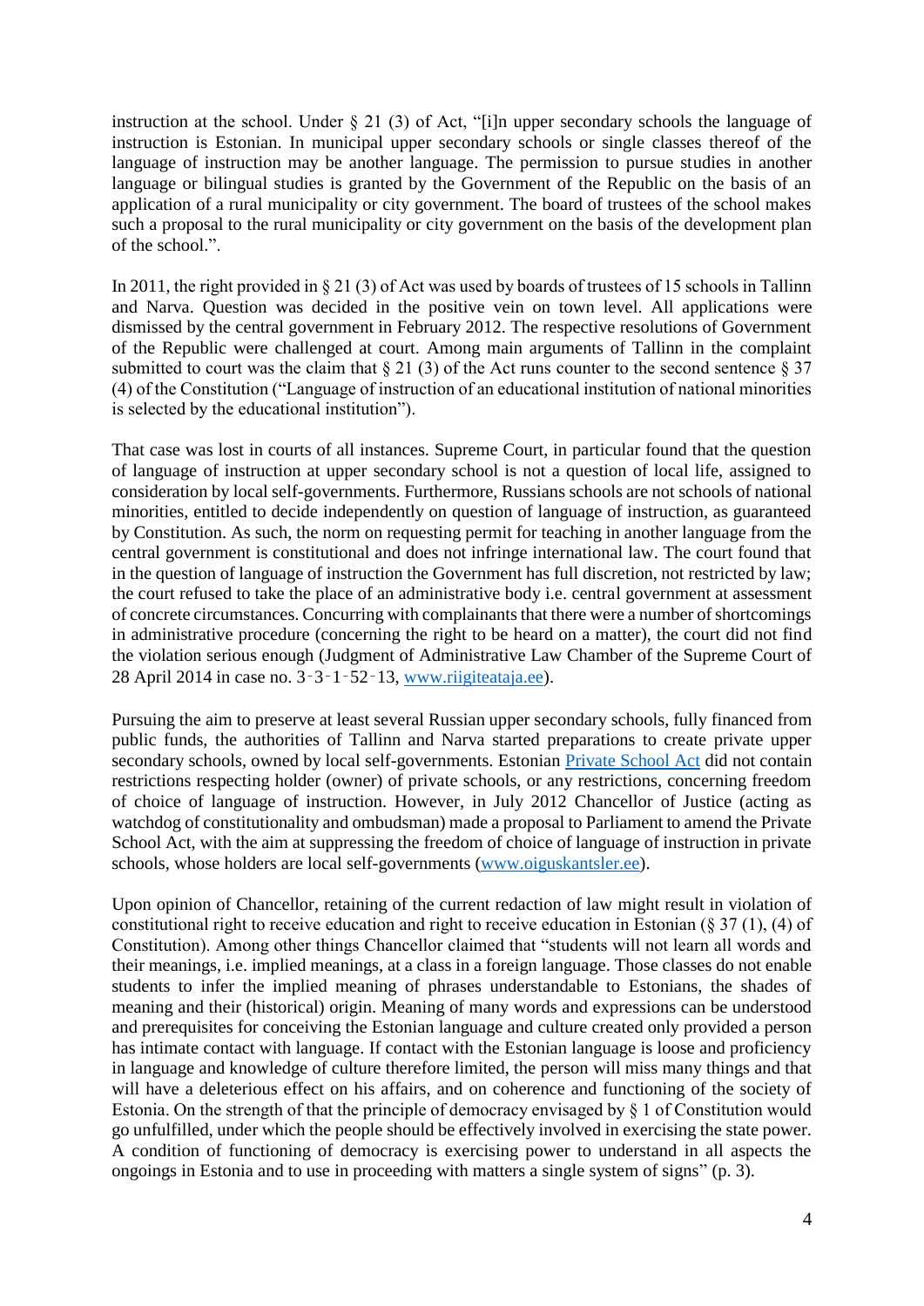instruction at the school. Under § 21 (3) of Act, "[i]n upper secondary schools the language of instruction is Estonian. In municipal upper secondary schools or single classes thereof of the language of instruction may be another language. The permission to pursue studies in another language or bilingual studies is granted by the Government of the Republic on the basis of an application of a rural municipality or city government. The board of trustees of the school makes such a proposal to the rural municipality or city government on the basis of the development plan of the school.".

In 2011, the right provided in § 21 (3) of Act was used by boards of trustees of 15 schools in Tallinn and Narva. Question was decided in the positive vein on town level. All applications were dismissed by the central government in February 2012. The respective resolutions of Government of the Republic were challenged at court. Among main arguments of Tallinn in the complaint submitted to court was the claim that § 21 (3) of the Act runs counter to the second sentence § 37 (4) of the Constitution ("Language of instruction of an educational institution of national minorities is selected by the educational institution").

That case was lost in courts of all instances. Supreme Court, in particular found that the question of language of instruction at upper secondary school is not a question of local life, assigned to consideration by local self-governments. Furthermore, Russians schools are not schools of national minorities, entitled to decide independently on question of language of instruction, as guaranteed by Constitution. As such, the norm on requesting permit for teaching in another language from the central government is constitutional and does not infringe international law. The court found that in the question of language of instruction the Government has full discretion, not restricted by law; the court refused to take the place of an administrative body i.e. central government at assessment of concrete circumstances. Concurring with complainants that there were a number of shortcomings in administrative procedure (concerning the right to be heard on a matter), the court did not find the violation serious enough (Judgment of Administrative Law Chamber of the Supreme Court of 28 April 2014 in case no. 3-3-1-52-13, www.riigiteataja.ee).

Pursuing the aim to preserve at least several Russian upper secondary schools, fully financed from public funds, the authorities of Tallinn and Narva started preparations to create private upper secondary schools, owned by local self-governments. Estonian Private School Act did not contain restrictions respecting holder (owner) of private schools, or any restrictions, concerning freedom of choice of language of instruction. However, in July 2012 Chancellor of Justice (acting as watchdog of constitutionality and ombudsman) made a proposal to Parliament to amend the Private School Act, with the aim at suppressing the freedom of choice of language of instruction in private schools, whose holders are local self-governments (www.oiguskantsler.ee).

Upon opinion of Chancellor, retaining of the current redaction of law might result in violation of constitutional right to receive education and right to receive education in Estonian (§ 37 (1), (4) of Constitution). Among other things Chancellor claimed that "students will not learn all words and their meanings, i.e. implied meanings, at a class in a foreign language. Those classes do not enable students to infer the implied meaning of phrases understandable to Estonians, the shades of meaning and their (historical) origin. Meaning of many words and expressions can be understood and prerequisites for conceiving the Estonian language and culture created only provided a person has intimate contact with language. If contact with the Estonian language is loose and proficiency in language and knowledge of culture therefore limited, the person will miss many things and that will have a deleterious effect on his affairs, and on coherence and functioning of the society of Estonia. On the strength of that the principle of democracy envisaged by § 1 of Constitution would go unfulfilled, under which the people should be effectively involved in exercising the state power. A condition of functioning of democracy is exercising power to understand in all aspects the ongoings in Estonia and to use in proceeding with matters a single system of signs" (p. 3).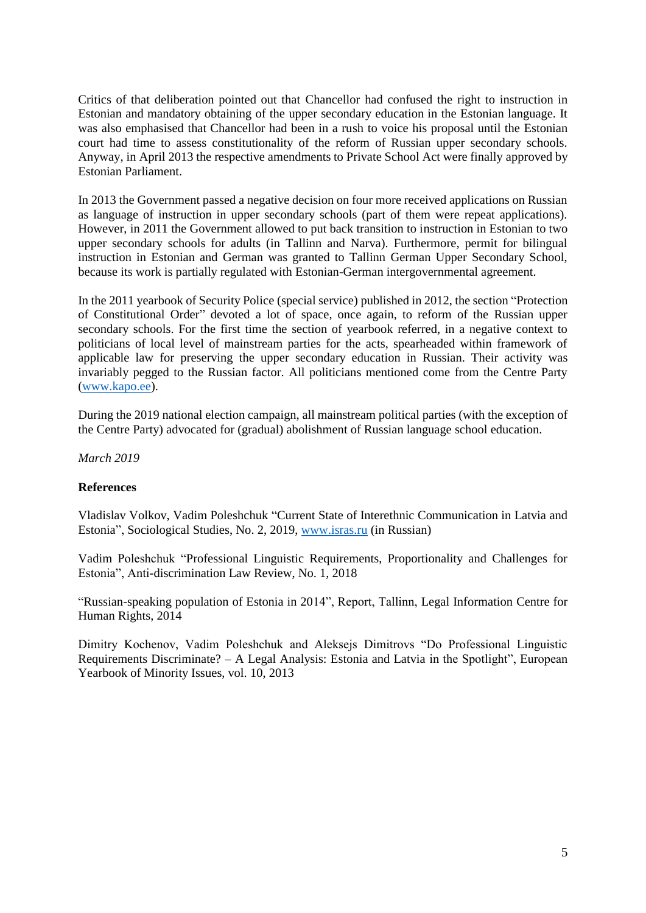Critics of that deliberation pointed out that Chancellor had confused the right to instruction in Estonian and mandatory obtaining of the upper secondary education in the Estonian language. It was also emphasised that Chancellor had been in a rush to voice his proposal until the Estonian court had time to assess constitutionality of the reform of Russian upper secondary schools. Anyway, in April 2013 the respective amendments to Private School Act were finally approved by Estonian Parliament.

In 2013 the Government passed a negative decision on four more received applications on Russian as language of instruction in upper secondary schools (part of them were repeat applications). However, in 2011 the Government allowed to put back transition to instruction in Estonian to two upper secondary schools for adults (in Tallinn and Narva). Furthermore, permit for bilingual instruction in Estonian and German was granted to Tallinn German Upper Secondary School, because its work is partially regulated with Estonian-German intergovernmental agreement.

In the 2011 yearbook of Security Police (special service) published in 2012, the section "Protection of Constitutional Order" devoted a lot of space, once again, to reform of the Russian upper secondary schools. For the first time the section of yearbook referred, in a negative context to politicians of local level of mainstream parties for the acts, spearheaded within framework of applicable law for preserving the upper secondary education in Russian. Their activity was invariably pegged to the Russian factor. All politicians mentioned come from the Centre Party (www.kapo.ee).

During the 2019 national election campaign, all mainstream political parties (with the exception of the Centre Party) advocated for (gradual) abolishment of Russian language school education.

*March 2019*

**References**

Vladislav Volkov, Vadim Poleshchuk "Current State of Interethnic Communication in Latvia and Estonia", Sociological Studies, No. 2, 2019, www.isras.ru (in Russian)

Vadim Poleshchuk "Professional Linguistic Requirements, Proportionality and Challenges for Estonia", Anti-discrimination Law Review, No. 1, 2018

"Russian-speaking population of Estonia in 2014", Report, Tallinn, Legal Information Centre for Human Rights, 2014

Dimitry Kochenov, Vadim Poleshchuk and Aleksejs Dimitrovs "Do Professional Linguistic Requirements Discriminate? – A Legal Analysis: Estonia and Latvia in the Spotlight", European Yearbook of Minority Issues, vol. 10, 2013